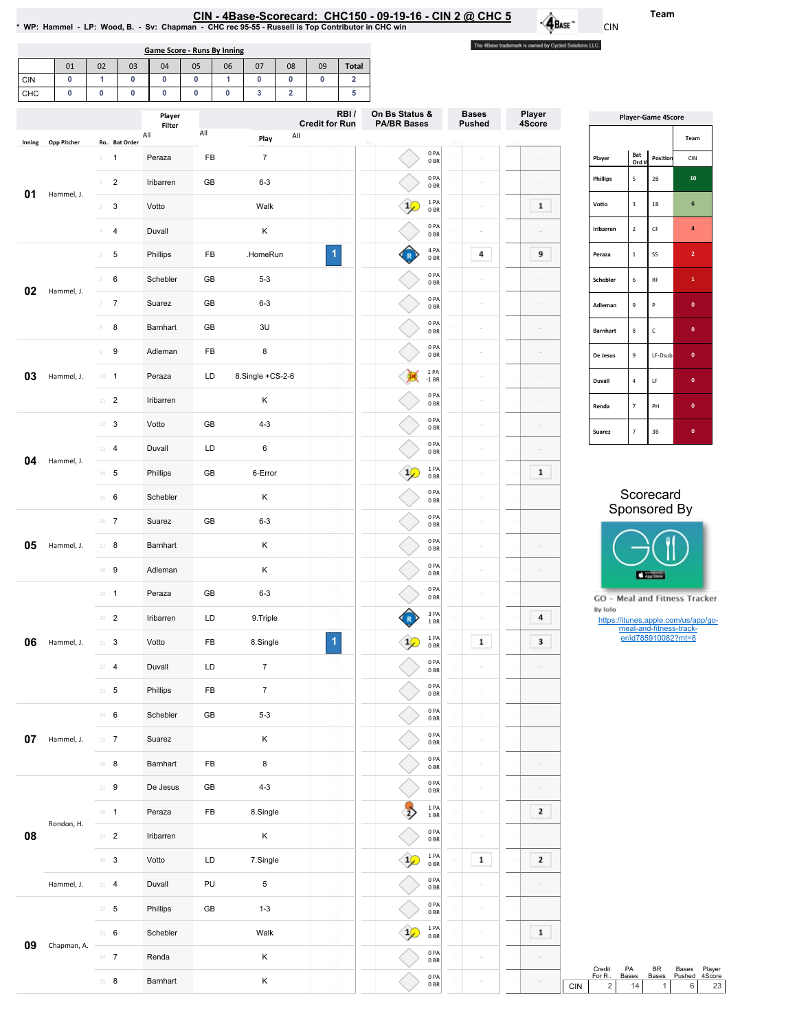# CIN - 4Base-Scorecard: CHC150 - 09-19-16 - CIN 2 @ CHC 5

* WP: Hammel - LP: Wood, B. - Sv: Chapman - CHC rec 95-55 - Russell is Top Contributor in CHC win

Team: CIN

The 4Base trademark is owned by Cycled Solutions LLC.

## Game Score - Runs By Inning

| | 01 | 02 | 03 | 04 | 05 | 06 | 07 | 08 | 09 | Total |
|---|---|---|---|---|---|---|---|---|---|---|
| CIN | 0 | 1 | 0 | 0 | 0 | 1 | 0 | 0 | 0 | 2 |
| CHC | 0 | 0 | 0 | 0 | 0 | 0 | 3 | 2 | | 5 |

| Inning | Opp Pitcher | Ro.. | Bat Order | Player | | Play | RBI / Credit for Run | On Bs Status & PA/BR Bases | Bases Pushed | Player 4Score |
|---|---|---|---|---|---|---|---|---|---|---|
| 01 | Hammel, J. | 1 | 1 | Peraza | FB | 7 | | 0 PA 0 BR | | |
| | | 2 | 2 | Iribarren | GB | 6-3 | | 0 PA 0 BR | | |
| | | 3 | 3 | Votto | | Walk | | 1 PA 0 BR | | 1 |
| | | 4 | 4 | Duvall | | K | | 0 PA 0 BR | | |
| 02 | Hammel, J. | 5 | 5 | Phillips | FB | .HomeRun | 1 | 4 PA 0 BR | 4 | 9 |
| | | 6 | 6 | Schebler | GB | 5-3 | | 0 PA 0 BR | | |
| | | 7 | 7 | Suarez | GB | 6-3 | | 0 PA 0 BR | | |
| | | 8 | 8 | Barnhart | GB | 3U | | 0 PA 0 BR | | |
| 03 | Hammel, J. | 9 | 9 | Adleman | FB | 8 | | 0 PA 0 BR | | |
| | | 10 | 1 | Peraza | LD | 8.Single +CS-2-6 | | 1 PA -1 BR | | |
| | | 11 | 2 | Iribarren | | K | | 0 PA 0 BR | | |
| 04 | Hammel, J. | 12 | 3 | Votto | GB | 4-3 | | 0 PA 0 BR | | |
| | | 13 | 4 | Duvall | LD | 6 | | 0 PA 0 BR | | |
| | | 14 | 5 | Phillips | GB | 6-Error | | 1 PA 0 BR | | 1 |
| | | 15 | 6 | Schebler | | K | | 0 PA 0 BR | | |
| 05 | Hammel, J. | 16 | 7 | Suarez | GB | 6-3 | | 0 PA 0 BR | | |
| | | 17 | 8 | Barnhart | | K | | 0 PA 0 BR | | |
| | | 18 | 9 | Adleman | | K | | 0 PA 0 BR | | |
| 06 | Hammel, J. | 19 | 1 | Peraza | GB | 6-3 | | 0 PA 0 BR | | |
| | | 20 | 2 | Iribarren | LD | 9.Triple | | 3 PA 1 BR | | 4 |
| | | 21 | 3 | Votto | FB | 8.Single | 1 | 1 PA 0 BR | 1 | 3 |
| | | 22 | 4 | Duvall | LD | 7 | | 0 PA 0 BR | | |
| | | 23 | 5 | Phillips | FB | 7 | | 0 PA 0 BR | | |
| 07 | Hammel, J. | 24 | 6 | Schebler | GB | 5-3 | | 0 PA 0 BR | | |
| | | 25 | 7 | Suarez | | K | | 0 PA 0 BR | | |
| | | 26 | 8 | Barnhart | FB | 8 | | 0 PA 0 BR | | |
| 08 | Rondon, H. | 27 | 9 | De Jesus | GB | 4-3 | | 0 PA 0 BR | | |
| | | 28 | 1 | Peraza | FB | 8.Single | | 1 PA 1 BR | | 2 |
| | | 29 | 2 | Iribarren | | K | | 0 PA 0 BR | | |
| | | 30 | 3 | Votto | LD | 7.Single | | 1 PA 0 BR | 1 | 2 |
| | Hammel, J. | 31 | 4 | Duvall | PU | 5 | | 0 PA 0 BR | | |
| 09 | Chapman, A. | 32 | 5 | Phillips | GB | 1-3 | | 0 PA 0 BR | | |
| | | 33 | 6 | Schebler | | Walk | | 1 PA 0 BR | | 1 |
| | | 34 | 7 | Renda | | K | | 0 PA 0 BR | | |
| | | 35 | 8 | Barnhart | | K | | 0 PA 0 BR | | |

## Player-Game 4Score

| Player | Bat Ord # | Position | CIN |
|---|---|---|---|
| Phillips | 5 | 2B | 10 |
| Votto | 3 | 1B | 6 |
| Iribarren | 2 | CF | 4 |
| Peraza | 1 | SS | 2 |
| Schebler | 6 | RF | 1 |
| Adleman | 9 | P | 0 |
| Barnhart | 8 | C | 0 |
| De Jesus | 9 | LF-Dsub | 0 |
| Duvall | 4 | LF | 0 |
| Renda | 7 | PH | 0 |
| Suarez | 7 | 3B | 0 |

Scorecard Sponsored By

GO - Meal and Fitness Tracker
By Iolo
https://itunes.apple.com/us/app/go-meal-and-fitness-track-er/id785910082?mt=8

| | Credit For R.. | PA Bases | BR Bases | Bases Pushed | Player 4Score |
|---|---|---|---|---|---|
| CIN | 2 | 14 | 1 | 6 | 23 |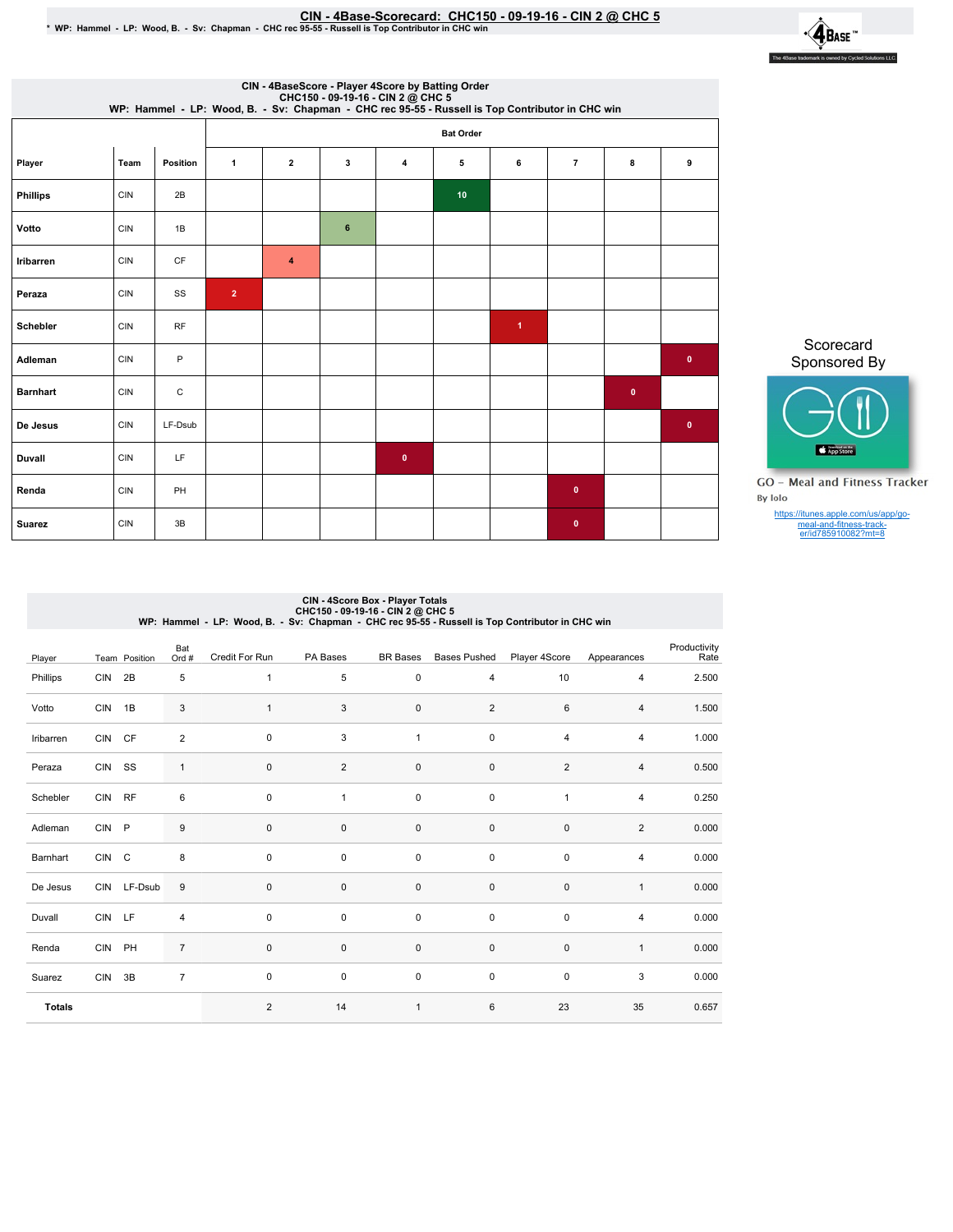# CIN - 4Base-Scorecard: CHC150 - 09-19-16 - CIN 2 @ CHC 5

* WP: Hammel - LP: Wood, B. - Sv: Chapman - CHC rec 95-55 - Russell is Top Contributor in CHC win

## CIN - 4BaseScore - Player 4Score by Batting Order
CHC150 - 09-19-16 - CIN 2 @ CHC 5
WP: Hammel - LP: Wood, B. - Sv: Chapman - CHC rec 95-55 - Russell is Top Contributor in CHC win

| Player | Team | Position | Bat Order 1 | 2 | 3 | 4 | 5 | 6 | 7 | 8 | 9 |
|---|---|---|---|---|---|---|---|---|---|---|---|
| Phillips | CIN | 2B | | | | | 10 | | | | |
| Votto | CIN | 1B | | | 6 | | | | | | |
| Iribarren | CIN | CF | | 4 | | | | | | | |
| Peraza | CIN | SS | 2 | | | | | | | | |
| Schebler | CIN | RF | | | | | | 1 | | | |
| Adleman | CIN | P | | | | | | | | | 0 |
| Barnhart | CIN | C | | | | | | | | 0 | |
| De Jesus | CIN | LF-Dsub | | | | | | | | | 0 |
| Duvall | CIN | LF | | | | 0 | | | | | |
| Renda | CIN | PH | | | | | | | 0 | | |
| Suarez | CIN | 3B | | | | | | | 0 | | |

Scorecard Sponsored By

GO - Meal and Fitness Tracker
By Iolo

https://itunes.apple.com/us/app/go-meal-and-fitness-track-er/id785910082?mt=8

## CIN - 4Score Box - Player Totals
CHC150 - 09-19-16 - CIN 2 @ CHC 5
WP: Hammel - LP: Wood, B. - Sv: Chapman - CHC rec 95-55 - Russell is Top Contributor in CHC win

| Player | Team | Position | Bat Ord # | Credit For Run | PA Bases | BR Bases | Bases Pushed | Player 4Score | Appearances | Productivity Rate |
|---|---|---|---|---|---|---|---|---|---|---|
| Phillips | CIN | 2B | 5 | 1 | 5 | 0 | 4 | 10 | 4 | 2.500 |
| Votto | CIN | 1B | 3 | 1 | 3 | 0 | 2 | 6 | 4 | 1.500 |
| Iribarren | CIN | CF | 2 | 0 | 3 | 1 | 0 | 4 | 4 | 1.000 |
| Peraza | CIN | SS | 1 | 0 | 2 | 0 | 0 | 2 | 4 | 0.500 |
| Schebler | CIN | RF | 6 | 0 | 1 | 0 | 0 | 1 | 4 | 0.250 |
| Adleman | CIN | P | 9 | 0 | 0 | 0 | 0 | 0 | 2 | 0.000 |
| Barnhart | CIN | C | 8 | 0 | 0 | 0 | 0 | 0 | 4 | 0.000 |
| De Jesus | CIN | LF-Dsub | 9 | 0 | 0 | 0 | 0 | 0 | 1 | 0.000 |
| Duvall | CIN | LF | 4 | 0 | 0 | 0 | 0 | 0 | 4 | 0.000 |
| Renda | CIN | PH | 7 | 0 | 0 | 0 | 0 | 0 | 1 | 0.000 |
| Suarez | CIN | 3B | 7 | 0 | 0 | 0 | 0 | 0 | 3 | 0.000 |
| **Totals** | | | | 2 | 14 | 1 | 6 | 23 | 35 | 0.657 |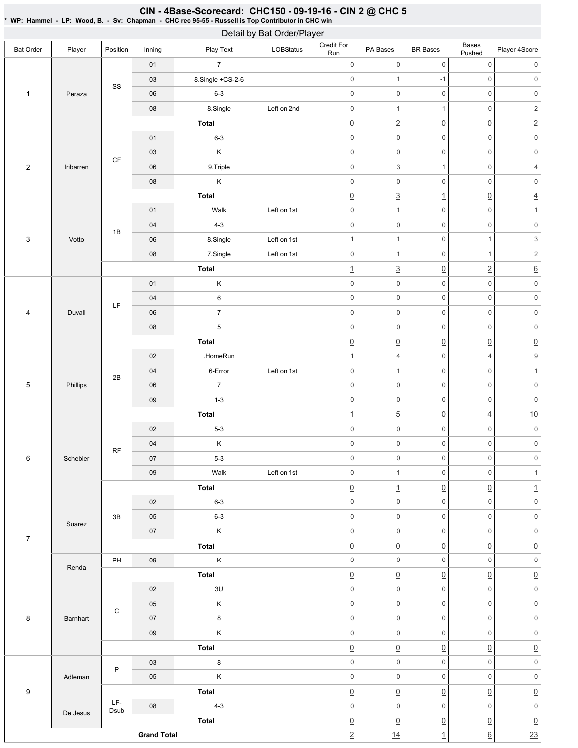## CIN - 4Base-Scorecard: CHC150 - 09-19-16 - CIN 2 @ CHC 5

* WP: Hammel - LP: Wood, B. - Sv: Chapman - CHC rec 95-55 - Russell is Top Contributor in CHC win

### Detail by Bat Order/Player

| Bat Order | Player | Position | Inning | Play Text | LOBStatus | Credit For Run | PA Bases | BR Bases | Bases Pushed | Player 4Score |
|---|---|---|---|---|---|---|---|---|---|---|
| 1 | Peraza | SS | 01 | 7 | | 0 | 0 | 0 | 0 | 0 |
| | | | 03 | 8.Single +CS-2-6 | | 0 | 1 | -1 | 0 | 0 |
| | | | 06 | 6-3 | | 0 | 0 | 0 | 0 | 0 |
| | | | 08 | 8.Single | Left on 2nd | 0 | 1 | 1 | 0 | 2 |
| | | | | **Total** | | 0 | 2 | 0 | 0 | 2 |
| 2 | Iribarren | CF | 01 | 6-3 | | 0 | 0 | 0 | 0 | 0 |
| | | | 03 | K | | 0 | 0 | 0 | 0 | 0 |
| | | | 06 | 9.Triple | | 0 | 3 | 1 | 0 | 4 |
| | | | 08 | K | | 0 | 0 | 0 | 0 | 0 |
| | | | | **Total** | | 0 | 3 | 1 | 0 | 4 |
| 3 | Votto | 1B | 01 | Walk | Left on 1st | 0 | 1 | 0 | 0 | 1 |
| | | | 04 | 4-3 | | 0 | 0 | 0 | 0 | 0 |
| | | | 06 | 8.Single | Left on 1st | 1 | 1 | 0 | 1 | 3 |
| | | | 08 | 7.Single | Left on 1st | 0 | 1 | 0 | 1 | 2 |
| | | | | **Total** | | 1 | 3 | 0 | 2 | 6 |
| 4 | Duvall | LF | 01 | K | | 0 | 0 | 0 | 0 | 0 |
| | | | 04 | 6 | | 0 | 0 | 0 | 0 | 0 |
| | | | 06 | 7 | | 0 | 0 | 0 | 0 | 0 |
| | | | 08 | 5 | | 0 | 0 | 0 | 0 | 0 |
| | | | | **Total** | | 0 | 0 | 0 | 0 | 0 |
| 5 | Phillips | 2B | 02 | .HomeRun | | 1 | 4 | 0 | 4 | 9 |
| | | | 04 | 6-Error | Left on 1st | 0 | 1 | 0 | 0 | 1 |
| | | | 06 | 7 | | 0 | 0 | 0 | 0 | 0 |
| | | | 09 | 1-3 | | 0 | 0 | 0 | 0 | 0 |
| | | | | **Total** | | 1 | 5 | 0 | 4 | 10 |
| 6 | Schebler | RF | 02 | 5-3 | | 0 | 0 | 0 | 0 | 0 |
| | | | 04 | K | | 0 | 0 | 0 | 0 | 0 |
| | | | 07 | 5-3 | | 0 | 0 | 0 | 0 | 0 |
| | | | 09 | Walk | Left on 1st | 0 | 1 | 0 | 0 | 1 |
| | | | | **Total** | | 0 | 1 | 0 | 0 | 1 |
| 7 | Suarez | 3B | 02 | 6-3 | | 0 | 0 | 0 | 0 | 0 |
| | | | 05 | 6-3 | | 0 | 0 | 0 | 0 | 0 |
| | | | 07 | K | | 0 | 0 | 0 | 0 | 0 |
| | | | | **Total** | | 0 | 0 | 0 | 0 | 0 |
| | Renda | PH | 09 | K | | 0 | 0 | 0 | 0 | 0 |
| | | | | **Total** | | 0 | 0 | 0 | 0 | 0 |
| 8 | Barnhart | C | 02 | 3U | | 0 | 0 | 0 | 0 | 0 |
| | | | 05 | K | | 0 | 0 | 0 | 0 | 0 |
| | | | 07 | 8 | | 0 | 0 | 0 | 0 | 0 |
| | | | 09 | K | | 0 | 0 | 0 | 0 | 0 |
| | | | | **Total** | | 0 | 0 | 0 | 0 | 0 |
| 9 | Adleman | P | 03 | 8 | | 0 | 0 | 0 | 0 | 0 |
| | | | 05 | K | | 0 | 0 | 0 | 0 | 0 |
| | | | | **Total** | | 0 | 0 | 0 | 0 | 0 |
| | De Jesus | LF-Dsub | 08 | 4-3 | | 0 | 0 | 0 | 0 | 0 |
| | | | | **Total** | | 0 | 0 | 0 | 0 | 0 |
| **Grand Total** | | | | | | 2 | 14 | 1 | 6 | 23 |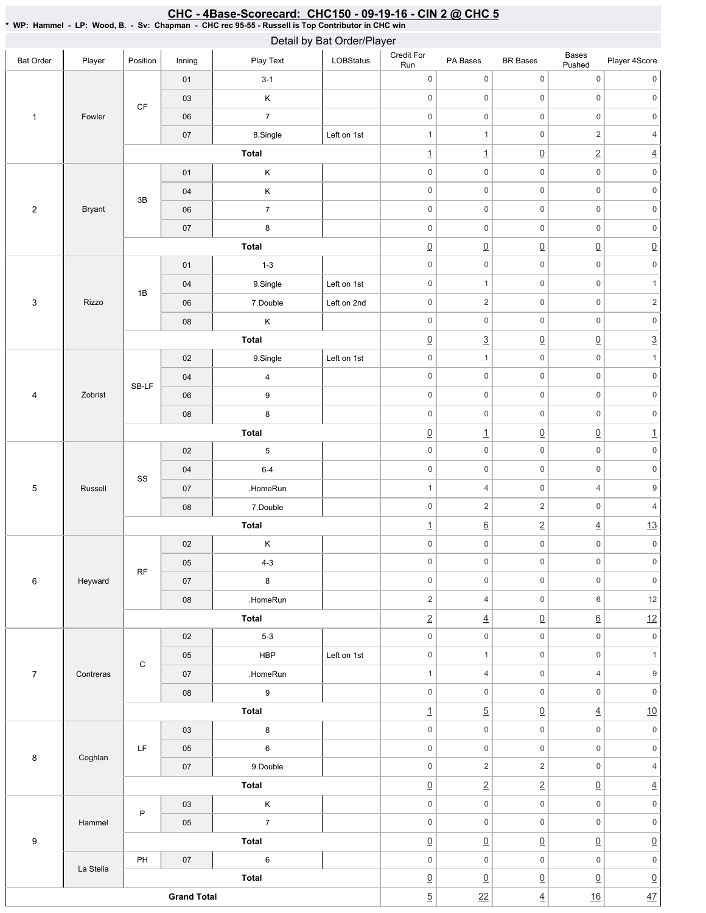## CHC - 4Base-Scorecard: CHC150 - 09-19-16 - CIN 2 @ CHC 5

* WP: Hammel - LP: Wood, B. - Sv: Chapman - CHC rec 95-55 - Russell is Top Contributor in CHC win

### Detail by Bat Order/Player

| Bat Order | Player | Position | Inning | Play Text | LOBStatus | Credit For Run | PA Bases | BR Bases | Bases Pushed | Player 4Score |
|---|---|---|---|---|---|---|---|---|---|---|
| 1 | Fowler | CF | 01 | 3-1 | | 0 | 0 | 0 | 0 | 0 |
| | | | 03 | K | | 0 | 0 | 0 | 0 | 0 |
| | | | 06 | 7 | | 0 | 0 | 0 | 0 | 0 |
| | | | 07 | 8.Single | Left on 1st | 1 | 1 | 0 | 2 | 4 |
| | | Total | | | | 1 | 1 | 0 | 2 | 4 |
| 2 | Bryant | 3B | 01 | K | | 0 | 0 | 0 | 0 | 0 |
| | | | 04 | K | | 0 | 0 | 0 | 0 | 0 |
| | | | 06 | 7 | | 0 | 0 | 0 | 0 | 0 |
| | | | 07 | 8 | | 0 | 0 | 0 | 0 | 0 |
| | | Total | | | | 0 | 0 | 0 | 0 | 0 |
| 3 | Rizzo | 1B | 01 | 1-3 | | 0 | 0 | 0 | 0 | 0 |
| | | | 04 | 9.Single | Left on 1st | 0 | 1 | 0 | 0 | 1 |
| | | | 06 | 7.Double | Left on 2nd | 0 | 2 | 0 | 0 | 2 |
| | | | 08 | K | | 0 | 0 | 0 | 0 | 0 |
| | | Total | | | | 0 | 3 | 0 | 0 | 3 |
| 4 | Zobrist | SB-LF | 02 | 9.Single | Left on 1st | 0 | 1 | 0 | 0 | 1 |
| | | | 04 | 4 | | 0 | 0 | 0 | 0 | 0 |
| | | | 06 | 9 | | 0 | 0 | 0 | 0 | 0 |
| | | | 08 | 8 | | 0 | 0 | 0 | 0 | 0 |
| | | Total | | | | 0 | 1 | 0 | 0 | 1 |
| 5 | Russell | SS | 02 | 5 | | 0 | 0 | 0 | 0 | 0 |
| | | | 04 | 6-4 | | 0 | 0 | 0 | 0 | 0 |
| | | | 07 | .HomeRun | | 1 | 4 | 0 | 4 | 9 |
| | | | 08 | 7.Double | | 0 | 2 | 2 | 0 | 4 |
| | | Total | | | | 1 | 6 | 2 | 4 | 13 |
| 6 | Heyward | RF | 02 | K | | 0 | 0 | 0 | 0 | 0 |
| | | | 05 | 4-3 | | 0 | 0 | 0 | 0 | 0 |
| | | | 07 | 8 | | 0 | 0 | 0 | 0 | 0 |
| | | | 08 | .HomeRun | | 2 | 4 | 0 | 6 | 12 |
| | | Total | | | | 2 | 4 | 0 | 6 | 12 |
| 7 | Contreras | C | 02 | 5-3 | | 0 | 0 | 0 | 0 | 0 |
| | | | 05 | HBP | Left on 1st | 0 | 1 | 0 | 0 | 1 |
| | | | 07 | .HomeRun | | 1 | 4 | 0 | 4 | 9 |
| | | | 08 | 9 | | 0 | 0 | 0 | 0 | 0 |
| | | Total | | | | 1 | 5 | 0 | 4 | 10 |
| 8 | Coghlan | LF | 03 | 8 | | 0 | 0 | 0 | 0 | 0 |
| | | | 05 | 6 | | 0 | 0 | 0 | 0 | 0 |
| | | | 07 | 9.Double | | 0 | 2 | 2 | 0 | 4 |
| | | Total | | | | 0 | 2 | 2 | 0 | 4 |
| 9 | Hammel | P | 03 | K | | 0 | 0 | 0 | 0 | 0 |
| | | | 05 | 7 | | 0 | 0 | 0 | 0 | 0 |
| | | Total | | | | 0 | 0 | 0 | 0 | 0 |
| | La Stella | PH | 07 | 6 | | 0 | 0 | 0 | 0 | 0 |
| | | Total | | | | 0 | 0 | 0 | 0 | 0 |
| Grand Total | | | | | | 5 | 22 | 4 | 16 | 47 |